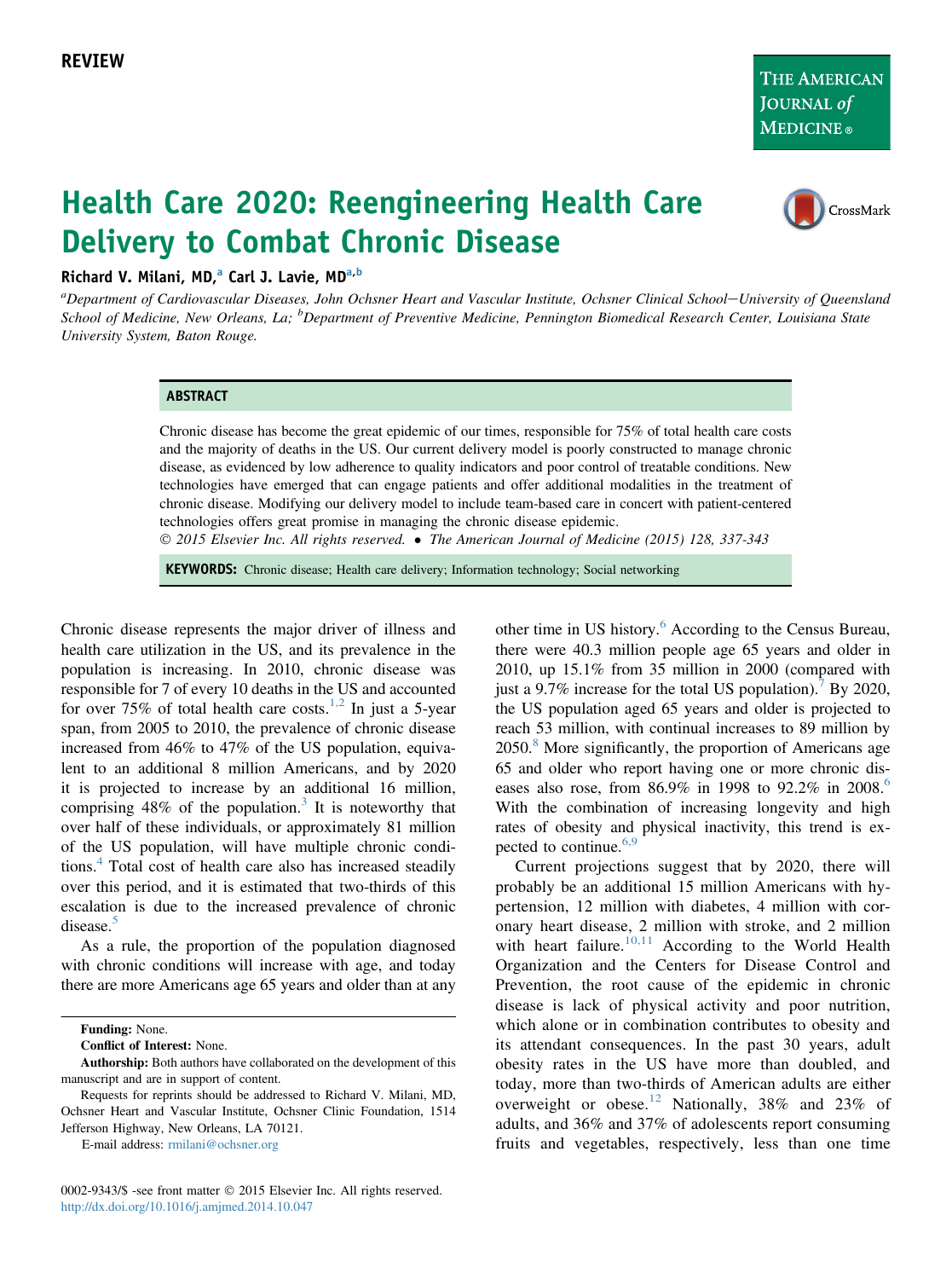REVIEW

# Health Care 2020: Reengineering Health Care Delivery to Combat Chronic Disease

Richard V. Milani, MD,[a] Carl J. Lavie, MD[a,b]

[a]Department of Cardiovascular Diseases, John Ochsner Heart and Vascular Institute, Ochsner Clinical School—University of Queensland School of Medicine, New Orleans, La; [b]Department of Preventive Medicine, Pennington Biomedical Research Center, Louisiana State University System, Baton Rouge.

## ABSTRACT

Chronic disease has become the great epidemic of our times, responsible for 75% of total health care costs and the majority of deaths in the US. Our current delivery model is poorly constructed to manage chronic disease, as evidenced by low adherence to quality indicators and poor control of treatable conditions. New technologies have emerged that can engage patients and offer additional modalities in the treatment of chronic disease. Modifying our delivery model to include team-based care in concert with patient-centered technologies offers great promise in managing the chronic disease epidemic.

© 2015 Elsevier Inc. All rights reserved. • The American Journal of Medicine (2015) 128, 337-343

**KEYWORDS:** Chronic disease; Health care delivery; Information technology; Social networking

Chronic disease represents the major driver of illness and health care utilization in the US, and its prevalence in the population is increasing. In 2010, chronic disease was responsible for 7 of every 10 deaths in the US and accounted for over 75% of total health care costs.[1,2] In just a 5-year span, from 2005 to 2010, the prevalence of chronic disease increased from 46% to 47% of the US population, equivalent to an additional 8 million Americans, and by 2020 it is projected to increase by an additional 16 million, comprising 48% of the population.[3] It is noteworthy that over half of these individuals, or approximately 81 million of the US population, will have multiple chronic conditions.[4] Total cost of health care also has increased steadily over this period, and it is estimated that two-thirds of this escalation is due to the increased prevalence of chronic disease.[5]

As a rule, the proportion of the population diagnosed with chronic conditions will increase with age, and today there are more Americans age 65 years and older than at any other time in US history.[6] According to the Census Bureau, there were 40.3 million people age 65 years and older in 2010, up 15.1% from 35 million in 2000 (compared with just a 9.7% increase for the total US population).[7] By 2020, the US population aged 65 years and older is projected to reach 53 million, with continual increases to 89 million by 2050.[8] More significantly, the proportion of Americans age 65 and older who report having one or more chronic diseases also rose, from 86.9% in 1998 to 92.2% in 2008.[6] With the combination of increasing longevity and high rates of obesity and physical inactivity, this trend is expected to continue.[6,9]

Current projections suggest that by 2020, there will probably be an additional 15 million Americans with hypertension, 12 million with diabetes, 4 million with coronary heart disease, 2 million with stroke, and 2 million with heart failure.[10,11] According to the World Health Organization and the Centers for Disease Control and Prevention, the root cause of the epidemic in chronic disease is lack of physical activity and poor nutrition, which alone or in combination contributes to obesity and its attendant consequences. In the past 30 years, adult obesity rates in the US have more than doubled, and today, more than two-thirds of American adults are either overweight or obese.[12] Nationally, 38% and 23% of adults, and 36% and 37% of adolescents report consuming fruits and vegetables, respectively, less than one time

**Funding:** None.

**Conflict of Interest:** None.

**Authorship:** Both authors have collaborated on the development of this manuscript and are in support of content.

Requests for reprints should be addressed to Richard V. Milani, MD, Ochsner Heart and Vascular Institute, Ochsner Clinic Foundation, 1514 Jefferson Highway, New Orleans, LA 70121.

E-mail address: rmilani@ochsner.org

0002-9343/$ -see front matter © 2015 Elsevier Inc. All rights reserved.
http://dx.doi.org/10.1016/j.amjmed.2014.10.047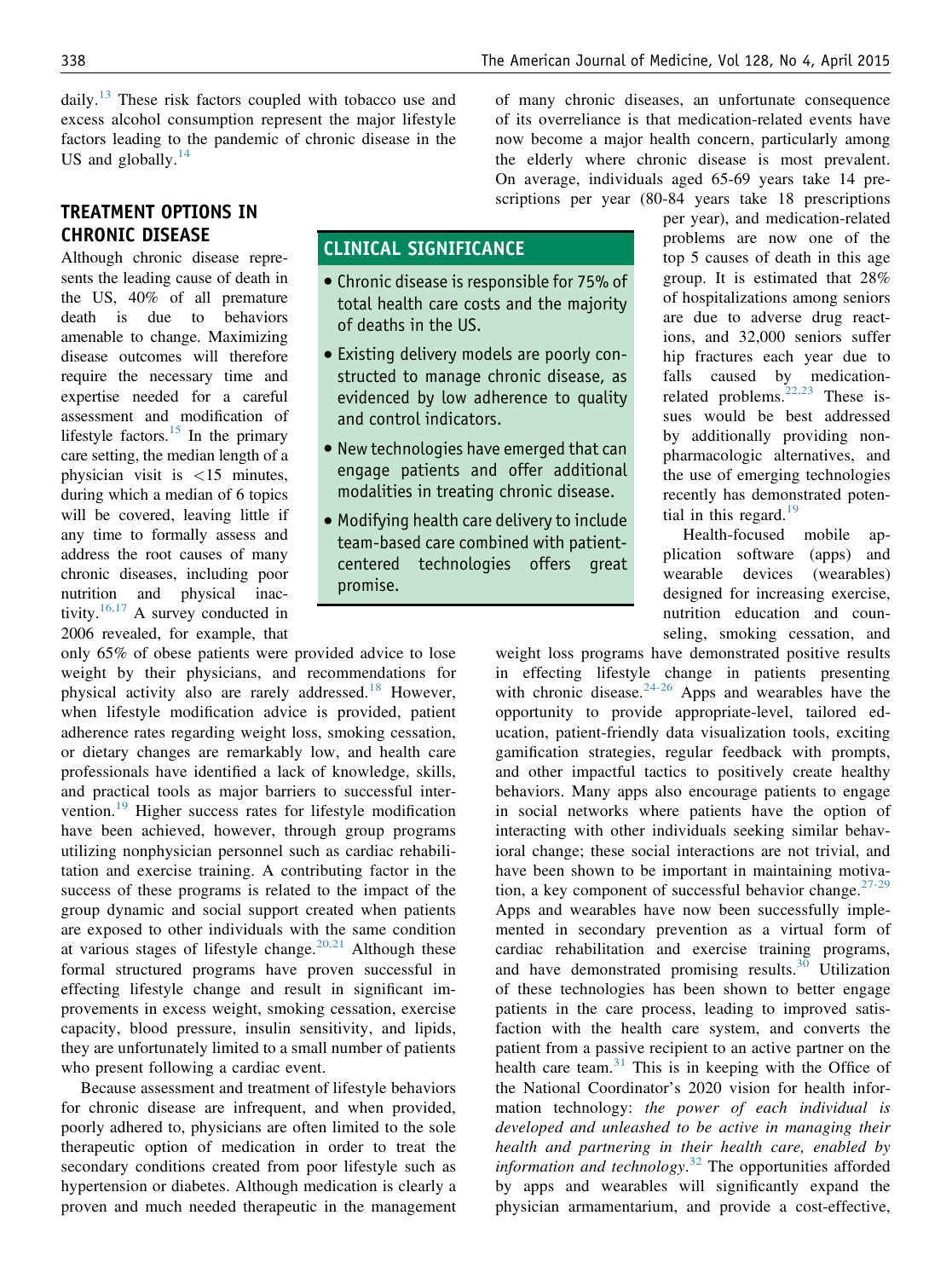daily.[13] These risk factors coupled with tobacco use and excess alcohol consumption represent the major lifestyle factors leading to the pandemic of chronic disease in the US and globally.[14]

## TREATMENT OPTIONS IN CHRONIC DISEASE

Although chronic disease represents the leading cause of death in the US, 40% of all premature death is due to behaviors amenable to change. Maximizing disease outcomes will therefore require the necessary time and expertise needed for a careful assessment and modification of lifestyle factors.[15] In the primary care setting, the median length of a physician visit is <15 minutes, during which a median of 6 topics will be covered, leaving little if any time to formally assess and address the root causes of many chronic diseases, including poor nutrition and physical inactivity.[16,17] A survey conducted in 2006 revealed, for example, that only 65% of obese patients were provided advice to lose weight by their physicians, and recommendations for physical activity also are rarely addressed.[18] However, when lifestyle modification advice is provided, patient adherence rates regarding weight loss, smoking cessation, or dietary changes are remarkably low, and health care professionals have identified a lack of knowledge, skills, and practical tools as major barriers to successful intervention.[19] Higher success rates for lifestyle modification have been achieved, however, through group programs utilizing nonphysician personnel such as cardiac rehabilitation and exercise training. A contributing factor in the success of these programs is related to the impact of the group dynamic and social support created when patients are exposed to other individuals with the same condition at various stages of lifestyle change.[20,21] Although these formal structured programs have proven successful in effecting lifestyle change and result in significant improvements in excess weight, smoking cessation, exercise capacity, blood pressure, insulin sensitivity, and lipids, they are unfortunately limited to a small number of patients who present following a cardiac event.

Because assessment and treatment of lifestyle behaviors for chronic disease are infrequent, and when provided, poorly adhered to, physicians are often limited to the sole therapeutic option of medication in order to treat the secondary conditions created from poor lifestyle such as hypertension or diabetes. Although medication is clearly a proven and much needed therapeutic in the management of many chronic diseases, an unfortunate consequence of its overreliance is that medication-related events have now become a major health concern, particularly among the elderly where chronic disease is most prevalent. On average, individuals aged 65-69 years take 14 prescriptions per year (80-84 years take 18 prescriptions per year), and medication-related problems are now one of the top 5 causes of death in this age group. It is estimated that 28% of hospitalizations among seniors are due to adverse drug reactions, and 32,000 seniors suffer hip fractures each year due to falls caused by medication-related problems.[22,23] These issues would be best addressed by additionally providing nonpharmacologic alternatives, and the use of emerging technologies recently has demonstrated potential in this regard.[19]

> **CLINICAL SIGNIFICANCE**
>
> - Chronic disease is responsible for 75% of total health care costs and the majority of deaths in the US.
> - Existing delivery models are poorly constructed to manage chronic disease, as evidenced by low adherence to quality and control indicators.
> - New technologies have emerged that can engage patients and offer additional modalities in treating chronic disease.
> - Modifying health care delivery to include team-based care combined with patient-centered technologies offers great promise.

Health-focused mobile application software (apps) and wearable devices (wearables) designed for increasing exercise, nutrition education and counseling, smoking cessation, and weight loss programs have demonstrated positive results in effecting lifestyle change in patients presenting with chronic disease.[24-26] Apps and wearables have the opportunity to provide appropriate-level, tailored education, patient-friendly data visualization tools, exciting gamification strategies, regular feedback with prompts, and other impactful tactics to positively create healthy behaviors. Many apps also encourage patients to engage in social networks where patients have the option of interacting with other individuals seeking similar behavioral change; these social interactions are not trivial, and have been shown to be important in maintaining motivation, a key component of successful behavior change.[27-29] Apps and wearables have now been successfully implemented in secondary prevention as a virtual form of cardiac rehabilitation and exercise training programs, and have demonstrated promising results.[30] Utilization of these technologies has been shown to better engage patients in the care process, leading to improved satisfaction with the health care system, and converts the patient from a passive recipient to an active partner on the health care team.[31] This is in keeping with the Office of the National Coordinator's 2020 vision for health information technology: *the power of each individual is developed and unleashed to be active in managing their health and partnering in their health care, enabled by information and technology*.[32] The opportunities afforded by apps and wearables will significantly expand the physician armamentarium, and provide a cost-effective,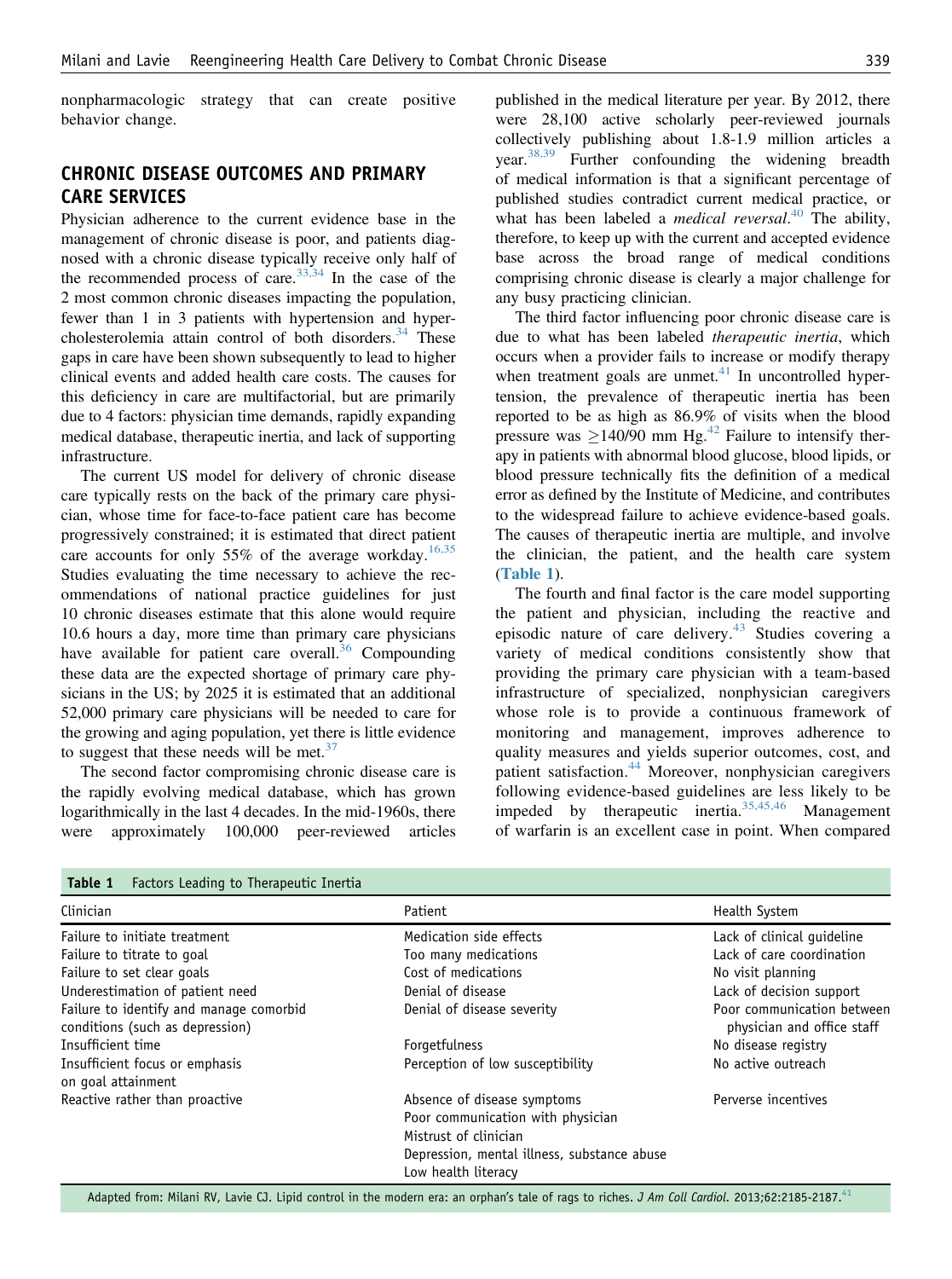nonpharmacologic strategy that can create positive behavior change.

## CHRONIC DISEASE OUTCOMES AND PRIMARY CARE SERVICES

Physician adherence to the current evidence base in the management of chronic disease is poor, and patients diagnosed with a chronic disease typically receive only half of the recommended process of care.[33,34] In the case of the 2 most common chronic diseases impacting the population, fewer than 1 in 3 patients with hypertension and hypercholesterolemia attain control of both disorders.[34] These gaps in care have been shown subsequently to lead to higher clinical events and added health care costs. The causes for this deficiency in care are multifactorial, but are primarily due to 4 factors: physician time demands, rapidly expanding medical database, therapeutic inertia, and lack of supporting infrastructure.

The current US model for delivery of chronic disease care typically rests on the back of the primary care physician, whose time for face-to-face patient care has become progressively constrained; it is estimated that direct patient care accounts for only 55% of the average workday.[16,35] Studies evaluating the time necessary to achieve the recommendations of national practice guidelines for just 10 chronic diseases estimate that this alone would require 10.6 hours a day, more time than primary care physicians have available for patient care overall.[36] Compounding these data are the expected shortage of primary care physicians in the US; by 2025 it is estimated that an additional 52,000 primary care physicians will be needed to care for the growing and aging population, yet there is little evidence to suggest that these needs will be met.[37]

The second factor compromising chronic disease care is the rapidly evolving medical database, which has grown logarithmically in the last 4 decades. In the mid-1960s, there were approximately 100,000 peer-reviewed articles published in the medical literature per year. By 2012, there were 28,100 active scholarly peer-reviewed journals collectively publishing about 1.8-1.9 million articles a year.[38,39] Further confounding the widening breadth of medical information is that a significant percentage of published studies contradict current medical practice, or what has been labeled a *medical reversal*.[40] The ability, therefore, to keep up with the current and accepted evidence base across the broad range of medical conditions comprising chronic disease is clearly a major challenge for any busy practicing clinician.

The third factor influencing poor chronic disease care is due to what has been labeled *therapeutic inertia*, which occurs when a provider fails to increase or modify therapy when treatment goals are unmet.[41] In uncontrolled hypertension, the prevalence of therapeutic inertia has been reported to be as high as 86.9% of visits when the blood pressure was $\geq$140/90 mm Hg.[42] Failure to intensify therapy in patients with abnormal blood glucose, blood lipids, or blood pressure technically fits the definition of a medical error as defined by the Institute of Medicine, and contributes to the widespread failure to achieve evidence-based goals. The causes of therapeutic inertia are multiple, and involve the clinician, the patient, and the health care system (**Table 1**).

The fourth and final factor is the care model supporting the patient and physician, including the reactive and episodic nature of care delivery.[43] Studies covering a variety of medical conditions consistently show that providing the primary care physician with a team-based infrastructure of specialized, nonphysician caregivers whose role is to provide a continuous framework of monitoring and management, improves adherence to quality measures and yields superior outcomes, cost, and patient satisfaction.[44] Moreover, nonphysician caregivers following evidence-based guidelines are less likely to be impeded by therapeutic inertia.[35,45,46] Management of warfarin is an excellent case in point. When compared

**Table 1** Factors Leading to Therapeutic Inertia

| Clinician | Patient | Health System |
|---|---|---|
| Failure to initiate treatment | Medication side effects | Lack of clinical guideline |
| Failure to titrate to goal | Too many medications | Lack of care coordination |
| Failure to set clear goals | Cost of medications | No visit planning |
| Underestimation of patient need | Denial of disease | Lack of decision support |
| Failure to identify and manage comorbid conditions (such as depression) | Denial of disease severity | Poor communication between physician and office staff |
| Insufficient time | Forgetfulness | No disease registry |
| Insufficient focus or emphasis on goal attainment | Perception of low susceptibility | No active outreach |
| Reactive rather than proactive | Absence of disease symptoms | Perverse incentives |
| | Poor communication with physician | |
| | Mistrust of clinician | |
| | Depression, mental illness, substance abuse | |
| | Low health literacy | |

Adapted from: Milani RV, Lavie CJ. Lipid control in the modern era: an orphan's tale of rags to riches. *J Am Coll Cardiol*. 2013;62:2185-2187.[41]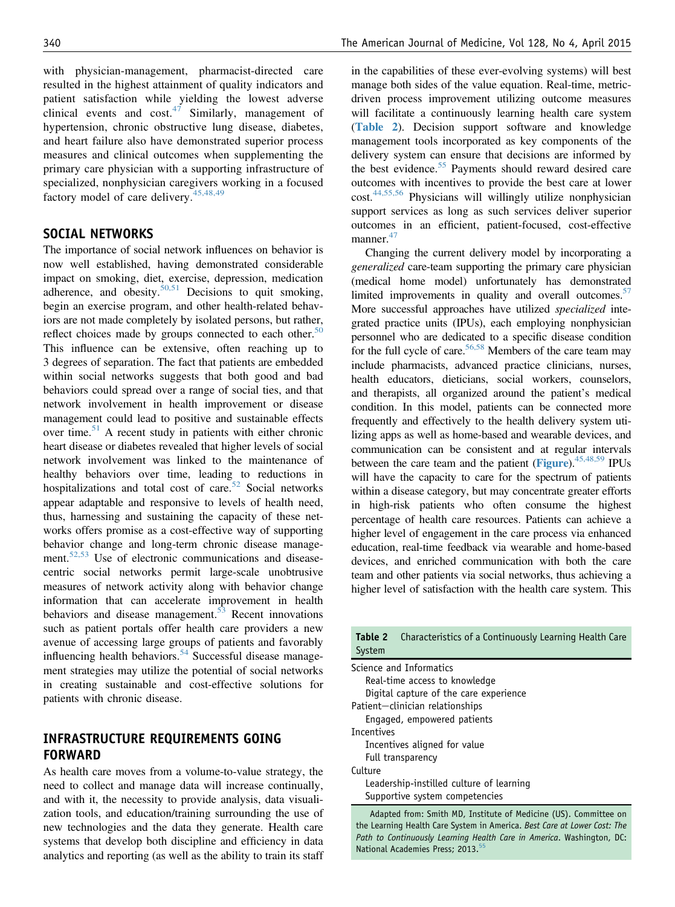with physician-management, pharmacist-directed care resulted in the highest attainment of quality indicators and patient satisfaction while yielding the lowest adverse clinical events and cost.[47] Similarly, management of hypertension, chronic obstructive lung disease, diabetes, and heart failure also have demonstrated superior process measures and clinical outcomes when supplementing the primary care physician with a supporting infrastructure of specialized, nonphysician caregivers working in a focused factory model of care delivery.[45,48,49]

## SOCIAL NETWORKS

The importance of social network influences on behavior is now well established, having demonstrated considerable impact on smoking, diet, exercise, depression, medication adherence, and obesity.[50,51] Decisions to quit smoking, begin an exercise program, and other health-related behaviors are not made completely by isolated persons, but rather, reflect choices made by groups connected to each other.[50] This influence can be extensive, often reaching up to 3 degrees of separation. The fact that patients are embedded within social networks suggests that both good and bad behaviors could spread over a range of social ties, and that network involvement in health improvement or disease management could lead to positive and sustainable effects over time.[51] A recent study in patients with either chronic heart disease or diabetes revealed that higher levels of social network involvement was linked to the maintenance of healthy behaviors over time, leading to reductions in hospitalizations and total cost of care.[52] Social networks appear adaptable and responsive to levels of health need, thus, harnessing and sustaining the capacity of these networks offers promise as a cost-effective way of supporting behavior change and long-term chronic disease management.[52,53] Use of electronic communications and disease-centric social networks permit large-scale unobtrusive measures of network activity along with behavior change information that can accelerate improvement in health behaviors and disease management.[53] Recent innovations such as patient portals offer health care providers a new avenue of accessing large groups of patients and favorably influencing health behaviors.[54] Successful disease management strategies may utilize the potential of social networks in creating sustainable and cost-effective solutions for patients with chronic disease.

## INFRASTRUCTURE REQUIREMENTS GOING FORWARD

As health care moves from a volume-to-value strategy, the need to collect and manage data will increase continually, and with it, the necessity to provide analysis, data visualization tools, and education/training surrounding the use of new technologies and the data they generate. Health care systems that develop both discipline and efficiency in data analytics and reporting (as well as the ability to train its staff in the capabilities of these ever-evolving systems) will best manage both sides of the value equation. Real-time, metric-driven process improvement utilizing outcome measures will facilitate a continuously learning health care system (Table 2). Decision support software and knowledge management tools incorporated as key components of the delivery system can ensure that decisions are informed by the best evidence.[55] Payments should reward desired care outcomes with incentives to provide the best care at lower cost.[44,55,56] Physicians will willingly utilize nonphysician support services as long as such services deliver superior outcomes in an efficient, patient-focused, cost-effective manner.[47]

Changing the current delivery model by incorporating a *generalized* care-team supporting the primary care physician (medical home model) unfortunately has demonstrated limited improvements in quality and overall outcomes.[57] More successful approaches have utilized *specialized* integrated practice units (IPUs), each employing nonphysician personnel who are dedicated to a specific disease condition for the full cycle of care.[56,58] Members of the care team may include pharmacists, advanced practice clinicians, nurses, health educators, dieticians, social workers, counselors, and therapists, all organized around the patient's medical condition. In this model, patients can be connected more frequently and effectively to the health delivery system utilizing apps as well as home-based and wearable devices, and communication can be consistent and at regular intervals between the care team and the patient (Figure).[45,48,59] IPUs will have the capacity to care for the spectrum of patients within a disease category, but may concentrate greater efforts in high-risk patients who often consume the highest percentage of health care resources. Patients can achieve a higher level of engagement in the care process via enhanced education, real-time feedback via wearable and home-based devices, and enriched communication with both the care team and other patients via social networks, thus achieving a higher level of satisfaction with the health care system. This

**Table 2** Characteristics of a Continuously Learning Health Care System

| |
|---|
| Science and Informatics |
| Real-time access to knowledge |
| Digital capture of the care experience |
| Patient–clinician relationships |
| Engaged, empowered patients |
| Incentives |
| Incentives aligned for value |
| Full transparency |
| Culture |
| Leadership-instilled culture of learning |
| Supportive system competencies |

Adapted from: Smith MD, Institute of Medicine (US). Committee on the Learning Health Care System in America. *Best Care at Lower Cost: The Path to Continuously Learning Health Care in America*. Washington, DC: National Academies Press; 2013.[55]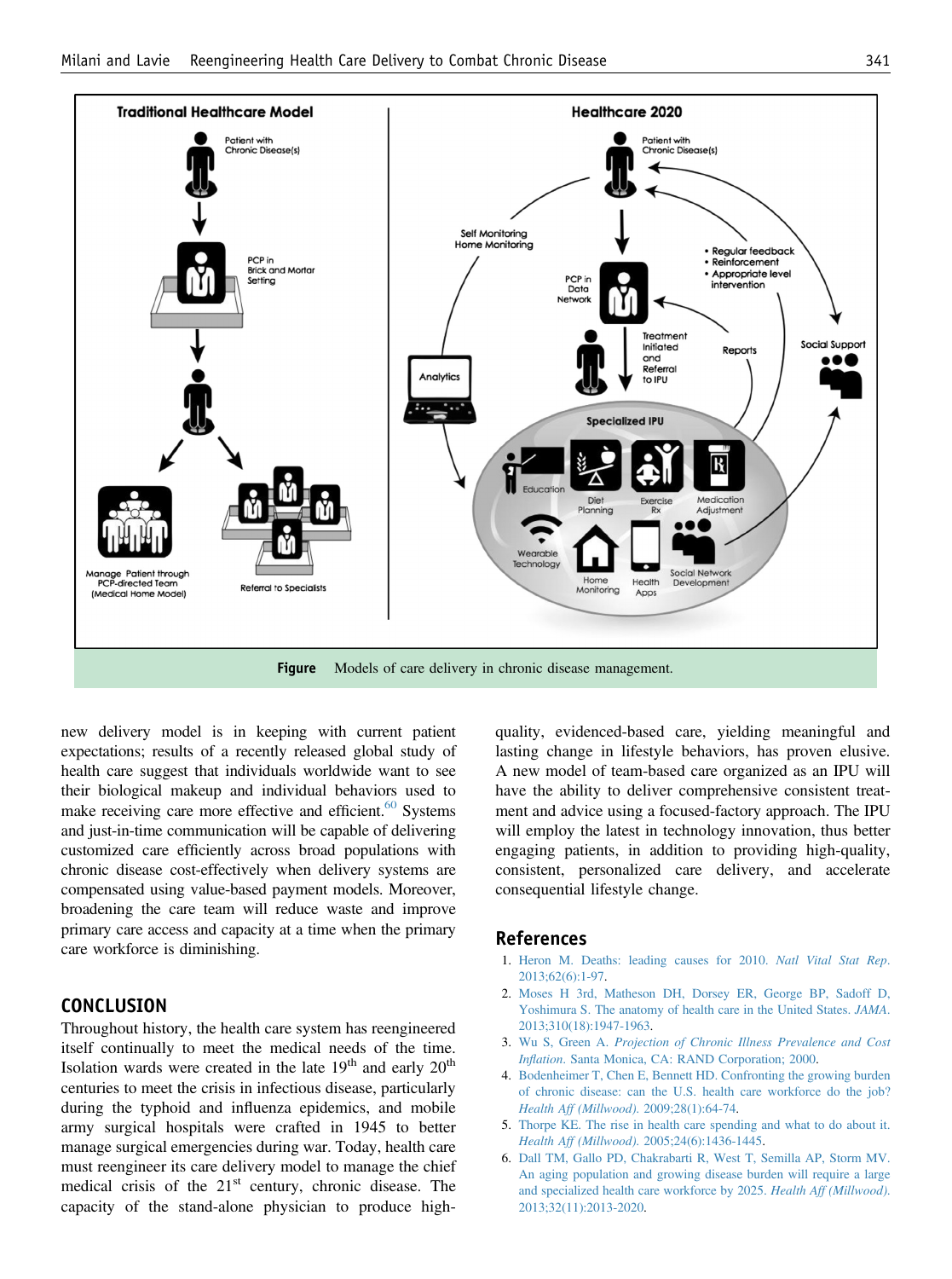**Figure** Models of care delivery in chronic disease management.

new delivery model is in keeping with current patient expectations; results of a recently released global study of health care suggest that individuals worldwide want to see their biological makeup and individual behaviors used to make receiving care more effective and efficient.[60] Systems and just-in-time communication will be capable of delivering customized care efficiently across broad populations with chronic disease cost-effectively when delivery systems are compensated using value-based payment models. Moreover, broadening the care team will reduce waste and improve primary care access and capacity at a time when the primary care workforce is diminishing.

## CONCLUSION

Throughout history, the health care system has reengineered itself continually to meet the medical needs of the time. Isolation wards were created in the late 19th and early 20th centuries to meet the crisis in infectious disease, particularly during the typhoid and influenza epidemics, and mobile army surgical hospitals were crafted in 1945 to better manage surgical emergencies during war. Today, health care must reengineer its care delivery model to manage the chief medical crisis of the 21st century, chronic disease. The capacity of the stand-alone physician to produce high-quality, evidenced-based care, yielding meaningful and lasting change in lifestyle behaviors, has proven elusive. A new model of team-based care organized as an IPU will have the ability to deliver comprehensive consistent treatment and advice using a focused-factory approach. The IPU will employ the latest in technology innovation, thus better engaging patients, in addition to providing high-quality, consistent, personalized care delivery, and accelerate consequential lifestyle change.

## References

1. Heron M. Deaths: leading causes for 2010. *Natl Vital Stat Rep*. 2013;62(6):1-97.
2. Moses H 3rd, Matheson DH, Dorsey ER, George BP, Sadoff D, Yoshimura S. The anatomy of health care in the United States. *JAMA*. 2013;310(18):1947-1963.
3. Wu S, Green A. *Projection of Chronic Illness Prevalence and Cost Inflation*. Santa Monica, CA: RAND Corporation; 2000.
4. Bodenheimer T, Chen E, Bennett HD. Confronting the growing burden of chronic disease: can the U.S. health care workforce do the job? *Health Aff (Millwood)*. 2009;28(1):64-74.
5. Thorpe KE. The rise in health care spending and what to do about it. *Health Aff (Millwood)*. 2005;24(6):1436-1445.
6. Dall TM, Gallo PD, Chakrabarti R, West T, Semilla AP, Storm MV. An aging population and growing disease burden will require a large and specialized health care workforce by 2025. *Health Aff (Millwood)*. 2013;32(11):2013-2020.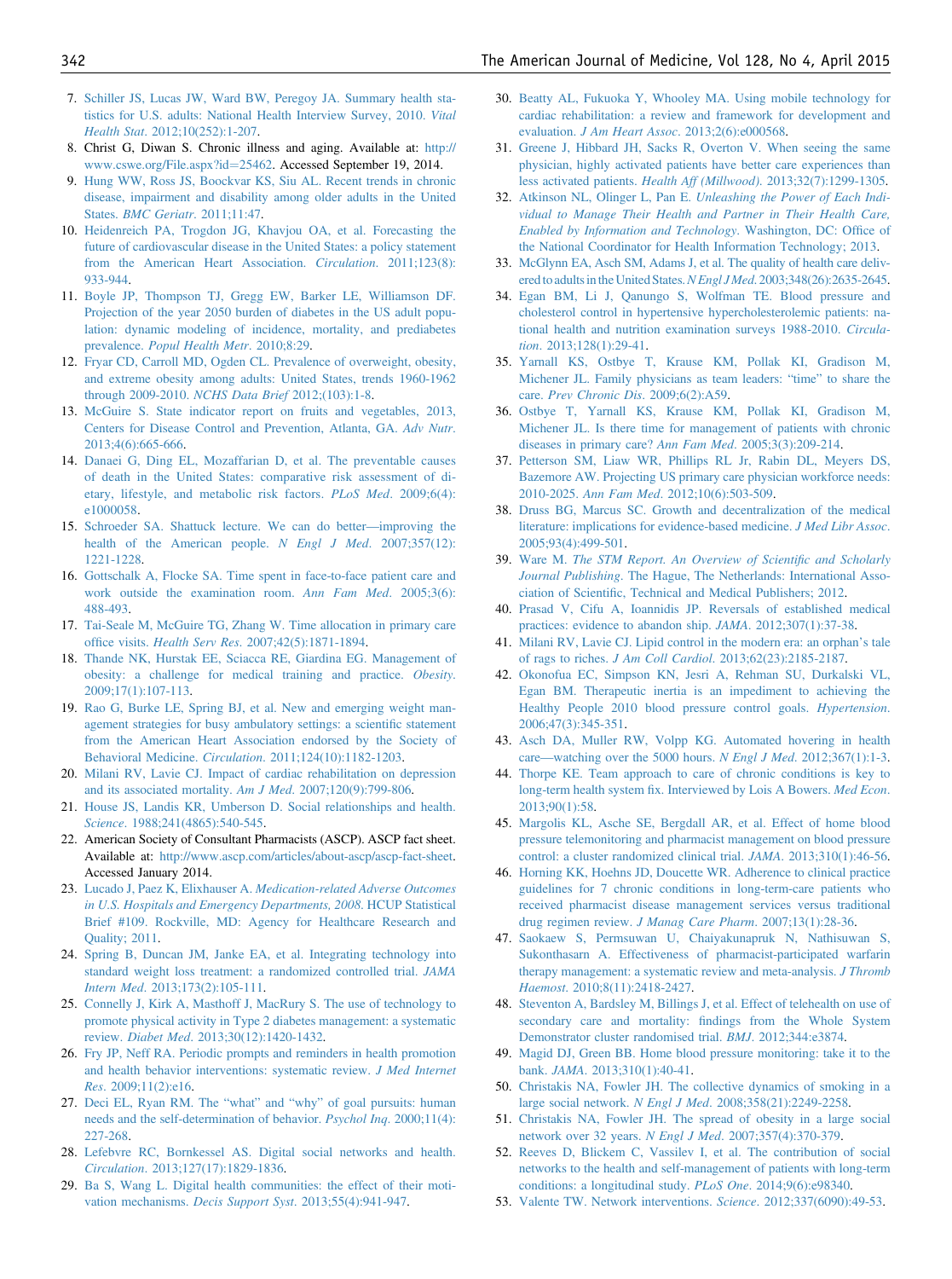7. Schiller JS, Lucas JW, Ward BW, Peregoy JA. Summary health statistics for U.S. adults: National Health Interview Survey, 2010. *Vital Health Stat*. 2012;10(252):1-207.
8. Christ G, Diwan S. Chronic illness and aging. Available at: http://www.cswe.org/File.aspx?id=25462. Accessed September 19, 2014.
9. Hung WW, Ross JS, Boockvar KS, Siu AL. Recent trends in chronic disease, impairment and disability among older adults in the United States. *BMC Geriatr*. 2011;11:47.
10. Heidenreich PA, Trogdon JG, Khavjou OA, et al. Forecasting the future of cardiovascular disease in the United States: a policy statement from the American Heart Association. *Circulation*. 2011;123(8):933-944.
11. Boyle JP, Thompson TJ, Gregg EW, Barker LE, Williamson DF. Projection of the year 2050 burden of diabetes in the US adult population: dynamic modeling of incidence, mortality, and prediabetes prevalence. *Popul Health Metr*. 2010;8:29.
12. Fryar CD, Carroll MD, Ogden CL. Prevalence of overweight, obesity, and extreme obesity among adults: United States, trends 1960-1962 through 2009-2010. *NCHS Data Brief* 2012;(103):1-8.
13. McGuire S. State indicator report on fruits and vegetables, 2013, Centers for Disease Control and Prevention, Atlanta, GA. *Adv Nutr*. 2013;4(6):665-666.
14. Danaei G, Ding EL, Mozaffarian D, et al. The preventable causes of death in the United States: comparative risk assessment of dietary, lifestyle, and metabolic risk factors. *PLoS Med*. 2009;6(4):e1000058.
15. Schroeder SA. Shattuck lecture. We can do better—improving the health of the American people. *N Engl J Med*. 2007;357(12):1221-1228.
16. Gottschalk A, Flocke SA. Time spent in face-to-face patient care and work outside the examination room. *Ann Fam Med*. 2005;3(6):488-493.
17. Tai-Seale M, McGuire TG, Zhang W. Time allocation in primary care office visits. *Health Serv Res*. 2007;42(5):1871-1894.
18. Thande NK, Hurstak EE, Sciacca RE, Giardina EG. Management of obesity: a challenge for medical training and practice. *Obesity*. 2009;17(1):107-113.
19. Rao G, Burke LE, Spring BJ, et al. New and emerging weight management strategies for busy ambulatory settings: a scientific statement from the American Heart Association endorsed by the Society of Behavioral Medicine. *Circulation*. 2011;124(10):1182-1203.
20. Milani RV, Lavie CJ. Impact of cardiac rehabilitation on depression and its associated mortality. *Am J Med*. 2007;120(9):799-806.
21. House JS, Landis KR, Umberson D. Social relationships and health. *Science*. 1988;241(4865):540-545.
22. American Society of Consultant Pharmacists (ASCP). ASCP fact sheet. Available at: http://www.ascp.com/articles/about-ascp/ascp-fact-sheet. Accessed January 2014.
23. Lucado J, Paez K, Elixhauser A. *Medication-related Adverse Outcomes in U.S. Hospitals and Emergency Departments, 2008*. HCUP Statistical Brief #109. Rockville, MD: Agency for Healthcare Research and Quality; 2011.
24. Spring B, Duncan JM, Janke EA, et al. Integrating technology into standard weight loss treatment: a randomized controlled trial. *JAMA Intern Med*. 2013;173(2):105-111.
25. Connelly J, Kirk A, Masthoff J, MacRury S. The use of technology to promote physical activity in Type 2 diabetes management: a systematic review. *Diabet Med*. 2013;30(12):1420-1432.
26. Fry JP, Neff RA. Periodic prompts and reminders in health promotion and health behavior interventions: systematic review. *J Med Internet Res*. 2009;11(2):e16.
27. Deci EL, Ryan RM. The "what" and "why" of goal pursuits: human needs and the self-determination of behavior. *Psychol Inq*. 2000;11(4):227-268.
28. Lefebvre RC, Bornkessel AS. Digital social networks and health. *Circulation*. 2013;127(17):1829-1836.
29. Ba S, Wang L. Digital health communities: the effect of their motivation mechanisms. *Decis Support Syst*. 2013;55(4):941-947.
30. Beatty AL, Fukuoka Y, Whooley MA. Using mobile technology for cardiac rehabilitation: a review and framework for development and evaluation. *J Am Heart Assoc*. 2013;2(6):e000568.
31. Greene J, Hibbard JH, Sacks R, Overton V. When seeing the same physician, highly activated patients have better care experiences than less activated patients. *Health Aff (Millwood)*. 2013;32(7):1299-1305.
32. Atkinson NL, Olinger L, Pan E. *Unleashing the Power of Each Individual to Manage Their Health and Partner in Their Health Care, Enabled by Information and Technology*. Washington, DC: Office of the National Coordinator for Health Information Technology; 2013.
33. McGlynn EA, Asch SM, Adams J, et al. The quality of health care delivered to adults in the United States. *N Engl J Med*. 2003;348(26):2635-2645.
34. Egan BM, Li J, Qanungo S, Wolfman TE. Blood pressure and cholesterol control in hypertensive hypercholesterolemic patients: national health and nutrition examination surveys 1988-2010. *Circulation*. 2013;128(1):29-41.
35. Yarnall KS, Østbye T, Krause KM, Pollak KI, Gradison M, Michener JL. Family physicians as team leaders: "time" to share the care. *Prev Chronic Dis*. 2009;6(2):A59.
36. Østbye T, Yarnall KS, Krause KM, Pollak KI, Gradison M, Michener JL. Is there time for management of patients with chronic diseases in primary care? *Ann Fam Med*. 2005;3(3):209-214.
37. Petterson SM, Liaw WR, Phillips RL Jr, Rabin DL, Meyers DS, Bazemore AW. Projecting US primary care physician workforce needs: 2010-2025. *Ann Fam Med*. 2012;10(6):503-509.
38. Druss BG, Marcus SC. Growth and decentralization of the medical literature: implications for evidence-based medicine. *J Med Libr Assoc*. 2005;93(4):499-501.
39. Ware M. *The STM Report. An Overview of Scientific and Scholarly Journal Publishing*. The Hague, The Netherlands: International Association of Scientific, Technical and Medical Publishers; 2012.
40. Prasad V, Cifu A, Ioannidis JP. Reversals of established medical practices: evidence to abandon ship. *JAMA*. 2012;307(1):37-38.
41. Milani RV, Lavie CJ. Lipid control in the modern era: an orphan's tale of rags to riches. *J Am Coll Cardiol*. 2013;62(23):2185-2187.
42. Okonofua EC, Simpson KN, Jesri A, Rehman SU, Durkalski VL, Egan BM. Therapeutic inertia is an impediment to achieving the Healthy People 2010 blood pressure control goals. *Hypertension*. 2006;47(3):345-351.
43. Asch DA, Muller RW, Volpp KG. Automated hovering in health care—watching over the 5000 hours. *N Engl J Med*. 2012;367(1):1-3.
44. Thorpe KE. Team approach to care of chronic conditions is key to long-term health system fix. Interviewed by Lois A Bowers. *Med Econ*. 2013;90(1):58.
45. Margolis KL, Asche SE, Bergdall AR, et al. Effect of home blood pressure telemonitoring and pharmacist management on blood pressure control: a cluster randomized clinical trial. *JAMA*. 2013;310(1):46-56.
46. Horning KK, Hoehns JD, Doucette WR. Adherence to clinical practice guidelines for 7 chronic conditions in long-term-care patients who received pharmacist disease management services versus traditional drug regimen review. *J Manag Care Pharm*. 2007;13(1):28-36.
47. Saokaew S, Permsuwan U, Chaiyakunapruk N, Nathisuwan S, Sukonthasarn A. Effectiveness of pharmacist-participated warfarin therapy management: a systematic review and meta-analysis. *J Thromb Haemost*. 2010;8(11):2418-2427.
48. Steventon A, Bardsley M, Billings J, et al. Effect of telehealth on use of secondary care and mortality: findings from the Whole System Demonstrator cluster randomised trial. *BMJ*. 2012;344:e3874.
49. Magid DJ, Green BB. Home blood pressure monitoring: take it to the bank. *JAMA*. 2013;310(1):40-41.
50. Christakis NA, Fowler JH. The collective dynamics of smoking in a large social network. *N Engl J Med*. 2008;358(21):2249-2258.
51. Christakis NA, Fowler JH. The spread of obesity in a large social network over 32 years. *N Engl J Med*. 2007;357(4):370-379.
52. Reeves D, Blickem C, Vassilev I, et al. The contribution of social networks to the health and self-management of patients with long-term conditions: a longitudinal study. *PLoS One*. 2014;9(6):e98340.
53. Valente TW. Network interventions. *Science*. 2012;337(6090):49-53.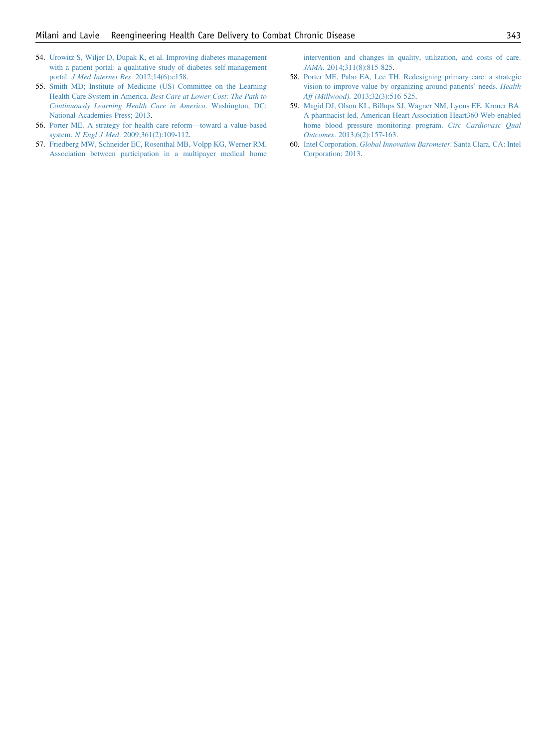54. Urowitz S, Wiljer D, Dupak K, et al. Improving diabetes management with a patient portal: a qualitative study of diabetes self-management portal. *J Med Internet Res*. 2012;14(6):e158.
55. Smith MD; Institute of Medicine (US) Committee on the Learning Health Care System in America. *Best Care at Lower Cost: The Path to Continuously Learning Health Care in America*. Washington, DC: National Academies Press; 2013.
56. Porter ME. A strategy for health care reform—toward a value-based system. *N Engl J Med*. 2009;361(2):109-112.
57. Friedberg MW, Schneider EC, Rosenthal MB, Volpp KG, Werner RM. Association between participation in a multipayer medical home intervention and changes in quality, utilization, and costs of care. *JAMA*. 2014;311(8):815-825.
58. Porter ME, Pabo EA, Lee TH. Redesigning primary care: a strategic vision to improve value by organizing around patients' needs. *Health Aff (Millwood)*. 2013;32(3):516-525.
59. Magid DJ, Olson KL, Billups SJ, Wagner NM, Lyons EE, Kroner BA. A pharmacist-led, American Heart Association Heart360 Web-enabled home blood pressure monitoring program. *Circ Cardiovasc Qual Outcomes*. 2013;6(2):157-163.
60. Intel Corporation. *Global Innovation Barometer*. Santa Clara, CA: Intel Corporation; 2013.